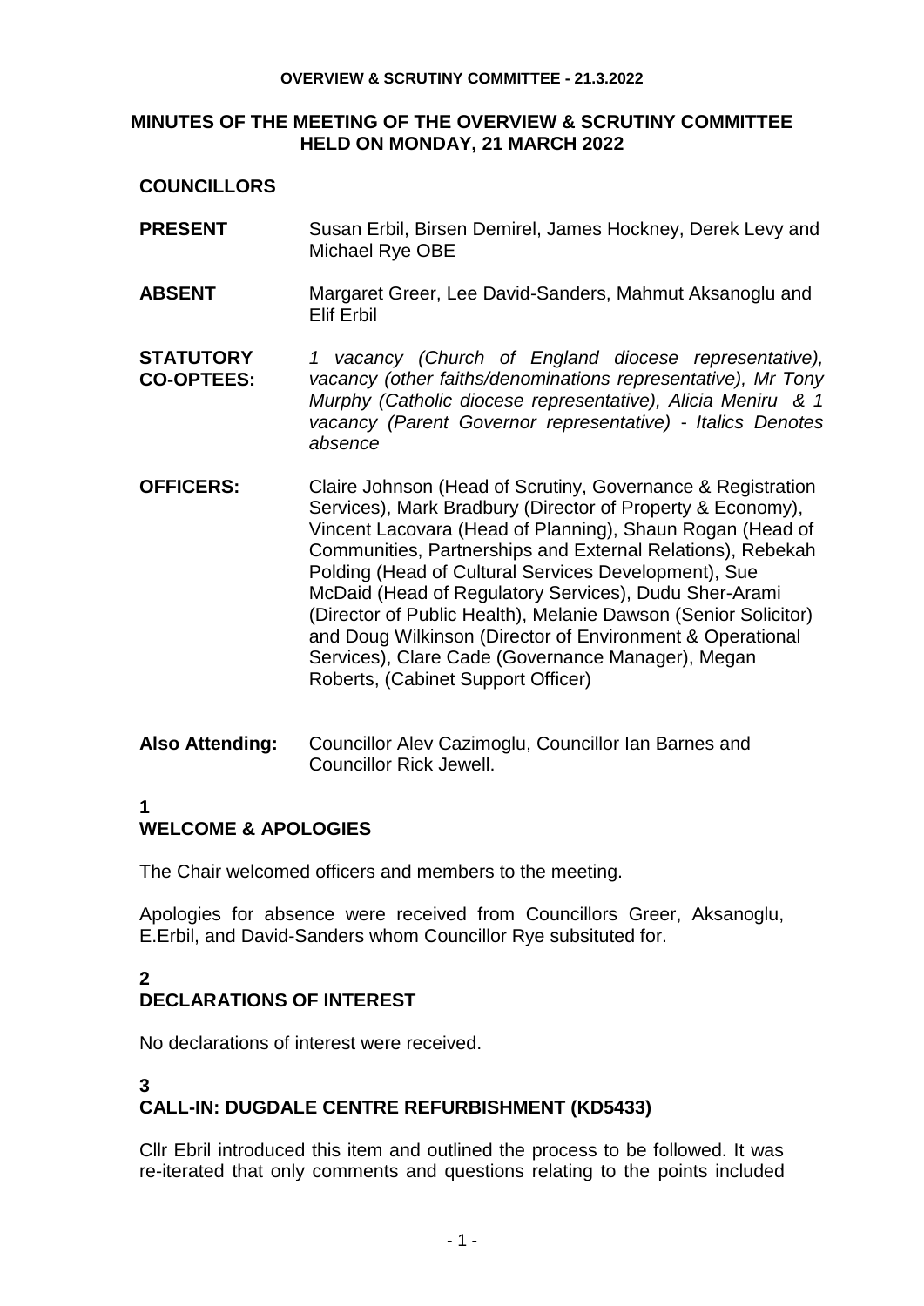# MINUTES OF THE MEETING OF THE OVERVIEW & SCRUTINY COMMITTEE HELD ON MONDAY, 21 MARCH 2022

**COUNCILLORS**

**PRESENT** Susan Erbil, Birsen Demirel, James Hockney, Derek Levy and Michael Rye OBE

**ABSENT** Margaret Greer, Lee David-Sanders, Mahmut Aksanoglu and Elif Erbil

**STATUTORY CO-OPTEES:** *1 vacancy (Church of England diocese representative), vacancy (other faiths/denominations representative), Mr Tony Murphy (Catholic diocese representative), Alicia Meniru & 1 vacancy (Parent Governor representative) - Italics Denotes absence*

**OFFICERS:** Claire Johnson (Head of Scrutiny, Governance & Registration Services), Mark Bradbury (Director of Property & Economy), Vincent Lacovara (Head of Planning), Shaun Rogan (Head of Communities, Partnerships and External Relations), Rebekah Polding (Head of Cultural Services Development), Sue McDaid (Head of Regulatory Services), Dudu Sher-Arami (Director of Public Health), Melanie Dawson (Senior Solicitor) and Doug Wilkinson (Director of Environment & Operational Services), Clare Cade (Governance Manager), Megan Roberts, (Cabinet Support Officer)

**Also Attending:** Councillor Alev Cazimoglu, Councillor Ian Barnes and Councillor Rick Jewell.

## 1 WELCOME & APOLOGIES

The Chair welcomed officers and members to the meeting.

Apologies for absence were received from Councillors Greer, Aksanoglu, E.Erbil, and David-Sanders whom Councillor Rye subsituted for.

## 2 DECLARATIONS OF INTEREST

No declarations of interest were received.

## 3 CALL-IN: DUGDALE CENTRE REFURBISHMENT (KD5433)

Cllr Ebril introduced this item and outlined the process to be followed. It was re-iterated that only comments and questions relating to the points included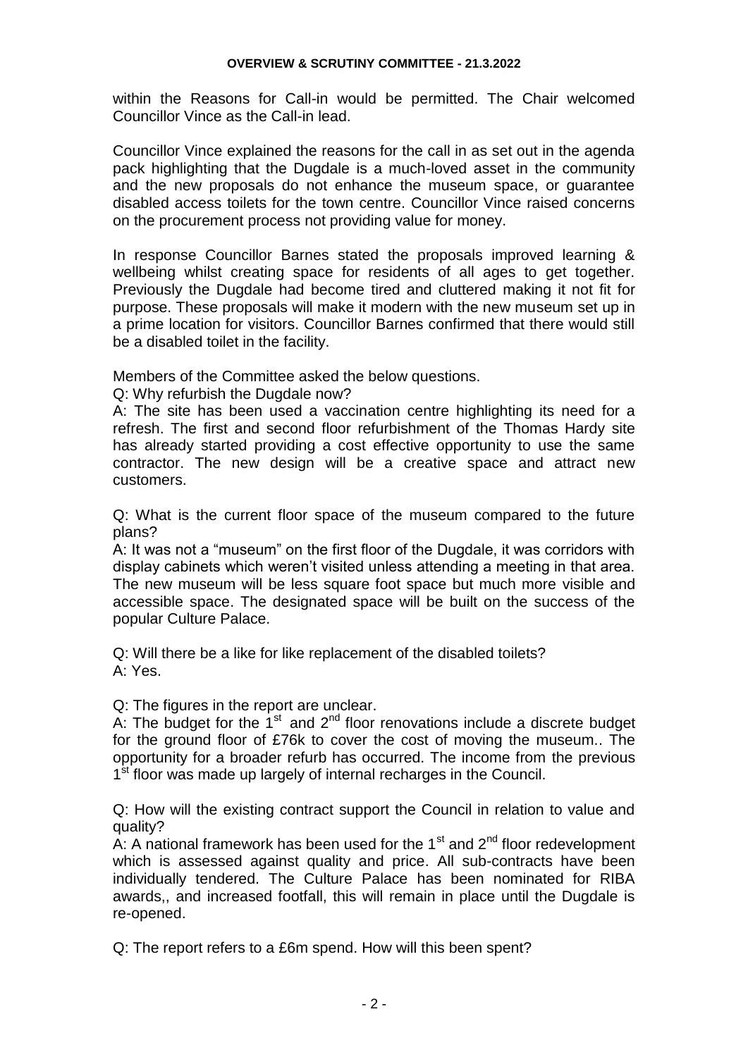within the Reasons for Call-in would be permitted. The Chair welcomed Councillor Vince as the Call-in lead.

Councillor Vince explained the reasons for the call in as set out in the agenda pack highlighting that the Dugdale is a much-loved asset in the community and the new proposals do not enhance the museum space, or guarantee disabled access toilets for the town centre. Councillor Vince raised concerns on the procurement process not providing value for money.

In response Councillor Barnes stated the proposals improved learning & wellbeing whilst creating space for residents of all ages to get together. Previously the Dugdale had become tired and cluttered making it not fit for purpose. These proposals will make it modern with the new museum set up in a prime location for visitors. Councillor Barnes confirmed that there would still be a disabled toilet in the facility.

Members of the Committee asked the below questions.

Q: Why refurbish the Dugdale now?

A: The site has been used a vaccination centre highlighting its need for a refresh. The first and second floor refurbishment of the Thomas Hardy site has already started providing a cost effective opportunity to use the same contractor. The new design will be a creative space and attract new customers.

Q: What is the current floor space of the museum compared to the future plans?

A: It was not a "museum" on the first floor of the Dugdale, it was corridors with display cabinets which weren't visited unless attending a meeting in that area. The new museum will be less square foot space but much more visible and accessible space. The designated space will be built on the success of the popular Culture Palace.

Q: Will there be a like for like replacement of the disabled toilets?

A: Yes.

Q: The figures in the report are unclear.

A: The budget for the 1st and 2nd floor renovations include a discrete budget for the ground floor of £76k to cover the cost of moving the museum.. The opportunity for a broader refurb has occurred. The income from the previous 1st floor was made up largely of internal recharges in the Council.

Q: How will the existing contract support the Council in relation to value and quality?

A: A national framework has been used for the 1st and 2nd floor redevelopment which is assessed against quality and price. All sub-contracts have been individually tendered. The Culture Palace has been nominated for RIBA awards,, and increased footfall, this will remain in place until the Dugdale is re-opened.

Q: The report refers to a £6m spend. How will this been spent?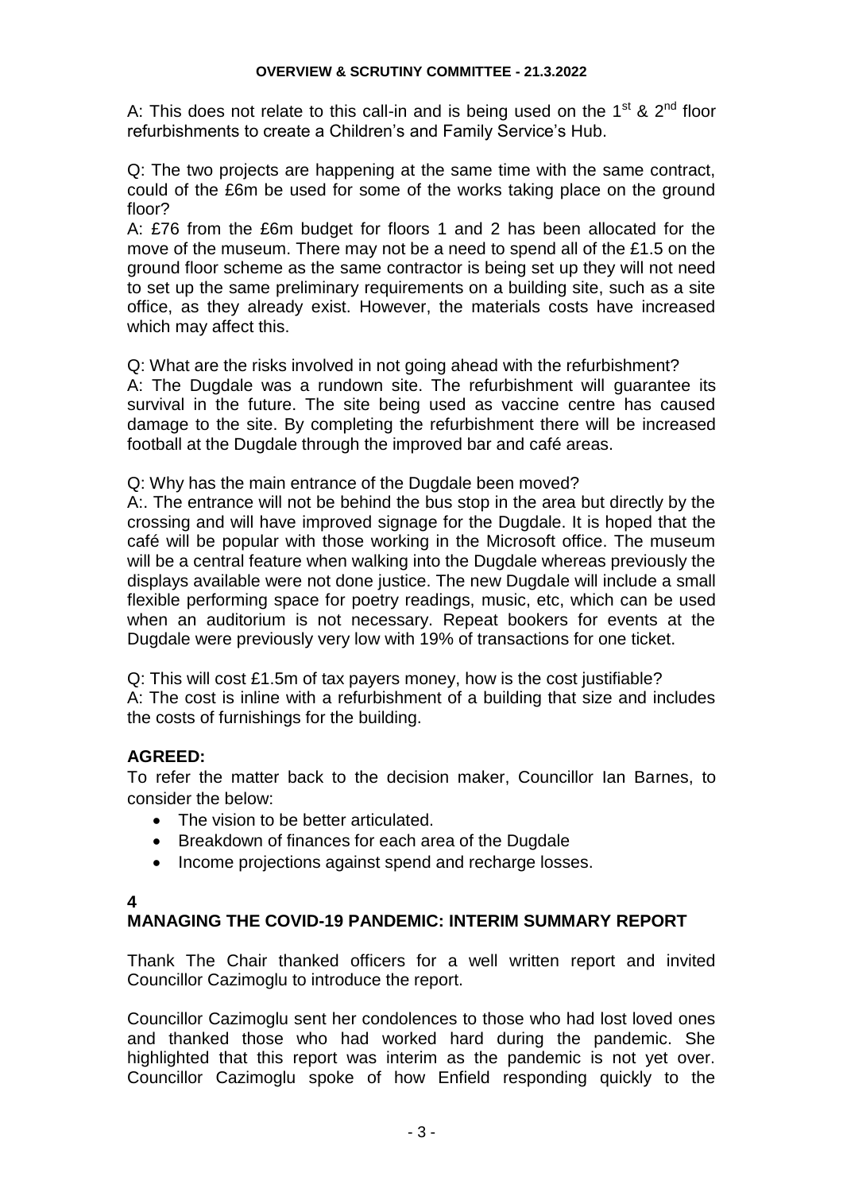A: This does not relate to this call-in and is being used on the 1st & 2nd floor refurbishments to create a Children's and Family Service's Hub.

Q: The two projects are happening at the same time with the same contract, could of the £6m be used for some of the works taking place on the ground floor?

A: £76 from the £6m budget for floors 1 and 2 has been allocated for the move of the museum. There may not be a need to spend all of the £1.5 on the ground floor scheme as the same contractor is being set up they will not need to set up the same preliminary requirements on a building site, such as a site office, as they already exist. However, the materials costs have increased which may affect this.

Q: What are the risks involved in not going ahead with the refurbishment?

A: The Dugdale was a rundown site. The refurbishment will guarantee its survival in the future. The site being used as vaccine centre has caused damage to the site. By completing the refurbishment there will be increased football at the Dugdale through the improved bar and café areas.

Q: Why has the main entrance of the Dugdale been moved?

A:. The entrance will not be behind the bus stop in the area but directly by the crossing and will have improved signage for the Dugdale. It is hoped that the café will be popular with those working in the Microsoft office. The museum will be a central feature when walking into the Dugdale whereas previously the displays available were not done justice. The new Dugdale will include a small flexible performing space for poetry readings, music, etc, which can be used when an auditorium is not necessary. Repeat bookers for events at the Dugdale were previously very low with 19% of transactions for one ticket.

Q: This will cost £1.5m of tax payers money, how is the cost justifiable?

A: The cost is inline with a refurbishment of a building that size and includes the costs of furnishings for the building.

**AGREED:**

To refer the matter back to the decision maker, Councillor Ian Barnes, to consider the below:

- The vision to be better articulated.
- Breakdown of finances for each area of the Dugdale
- Income projections against spend and recharge losses.

## 4 MANAGING THE COVID-19 PANDEMIC: INTERIM SUMMARY REPORT

Thank The Chair thanked officers for a well written report and invited Councillor Cazimoglu to introduce the report.

Councillor Cazimoglu sent her condolences to those who had lost loved ones and thanked those who had worked hard during the pandemic. She highlighted that this report was interim as the pandemic is not yet over. Councillor Cazimoglu spoke of how Enfield responding quickly to the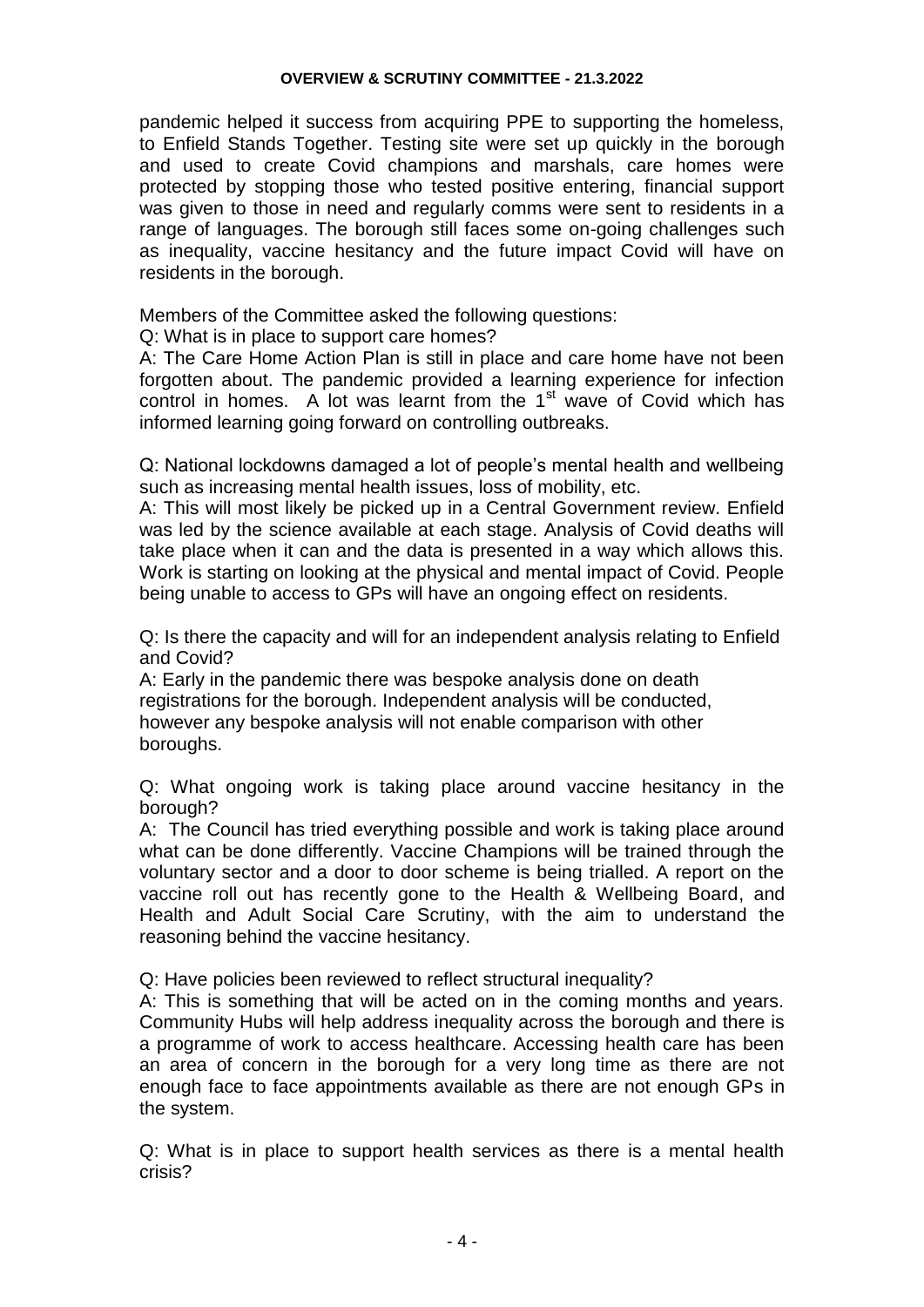pandemic helped it success from acquiring PPE to supporting the homeless, to Enfield Stands Together. Testing site were set up quickly in the borough and used to create Covid champions and marshals, care homes were protected by stopping those who tested positive entering, financial support was given to those in need and regularly comms were sent to residents in a range of languages. The borough still faces some on-going challenges such as inequality, vaccine hesitancy and the future impact Covid will have on residents in the borough.

Members of the Committee asked the following questions:

Q: What is in place to support care homes?

A: The Care Home Action Plan is still in place and care home have not been forgotten about. The pandemic provided a learning experience for infection control in homes. A lot was learnt from the 1st wave of Covid which has informed learning going forward on controlling outbreaks.

Q: National lockdowns damaged a lot of people's mental health and wellbeing such as increasing mental health issues, loss of mobility, etc.

A: This will most likely be picked up in a Central Government review. Enfield was led by the science available at each stage. Analysis of Covid deaths will take place when it can and the data is presented in a way which allows this. Work is starting on looking at the physical and mental impact of Covid. People being unable to access to GPs will have an ongoing effect on residents.

Q: Is there the capacity and will for an independent analysis relating to Enfield and Covid?

A: Early in the pandemic there was bespoke analysis done on death registrations for the borough. Independent analysis will be conducted, however any bespoke analysis will not enable comparison with other boroughs.

Q: What ongoing work is taking place around vaccine hesitancy in the borough?

A: The Council has tried everything possible and work is taking place around what can be done differently. Vaccine Champions will be trained through the voluntary sector and a door to door scheme is being trialled. A report on the vaccine roll out has recently gone to the Health & Wellbeing Board, and Health and Adult Social Care Scrutiny, with the aim to understand the reasoning behind the vaccine hesitancy.

Q: Have policies been reviewed to reflect structural inequality?

A: This is something that will be acted on in the coming months and years. Community Hubs will help address inequality across the borough and there is a programme of work to access healthcare. Accessing health care has been an area of concern in the borough for a very long time as there are not enough face to face appointments available as there are not enough GPs in the system.

Q: What is in place to support health services as there is a mental health crisis?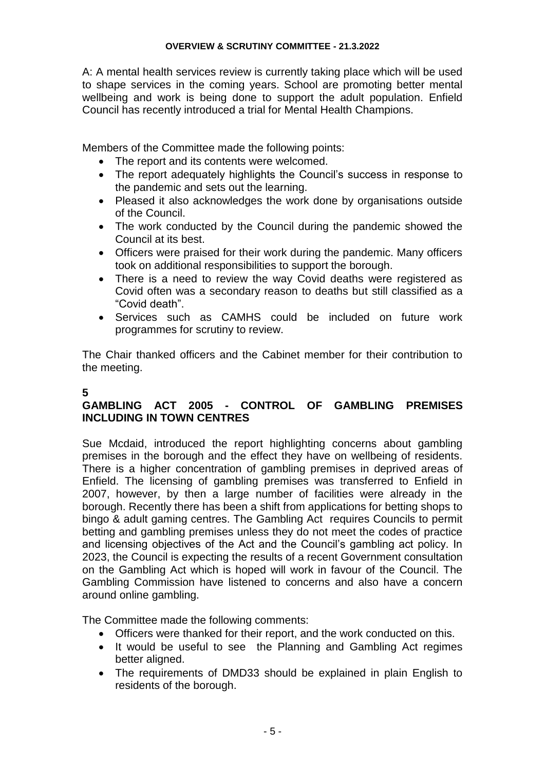A: A mental health services review is currently taking place which will be used to shape services in the coming years. School are promoting better mental wellbeing and work is being done to support the adult population. Enfield Council has recently introduced a trial for Mental Health Champions.

Members of the Committee made the following points:

- The report and its contents were welcomed.
- The report adequately highlights the Council's success in response to the pandemic and sets out the learning.
- Pleased it also acknowledges the work done by organisations outside of the Council.
- The work conducted by the Council during the pandemic showed the Council at its best.
- Officers were praised for their work during the pandemic. Many officers took on additional responsibilities to support the borough.
- There is a need to review the way Covid deaths were registered as Covid often was a secondary reason to deaths but still classified as a "Covid death".
- Services such as CAMHS could be included on future work programmes for scrutiny to review.

The Chair thanked officers and the Cabinet member for their contribution to the meeting.

**5**

**GAMBLING ACT 2005 - CONTROL OF GAMBLING PREMISES INCLUDING IN TOWN CENTRES**

Sue Mcdaid, introduced the report highlighting concerns about gambling premises in the borough and the effect they have on wellbeing of residents. There is a higher concentration of gambling premises in deprived areas of Enfield. The licensing of gambling premises was transferred to Enfield in 2007, however, by then a large number of facilities were already in the borough. Recently there has been a shift from applications for betting shops to bingo & adult gaming centres. The Gambling Act requires Councils to permit betting and gambling premises unless they do not meet the codes of practice and licensing objectives of the Act and the Council's gambling act policy. In 2023, the Council is expecting the results of a recent Government consultation on the Gambling Act which is hoped will work in favour of the Council. The Gambling Commission have listened to concerns and also have a concern around online gambling.

The Committee made the following comments:

- Officers were thanked for their report, and the work conducted on this.
- It would be useful to see the Planning and Gambling Act regimes better aligned.
- The requirements of DMD33 should be explained in plain English to residents of the borough.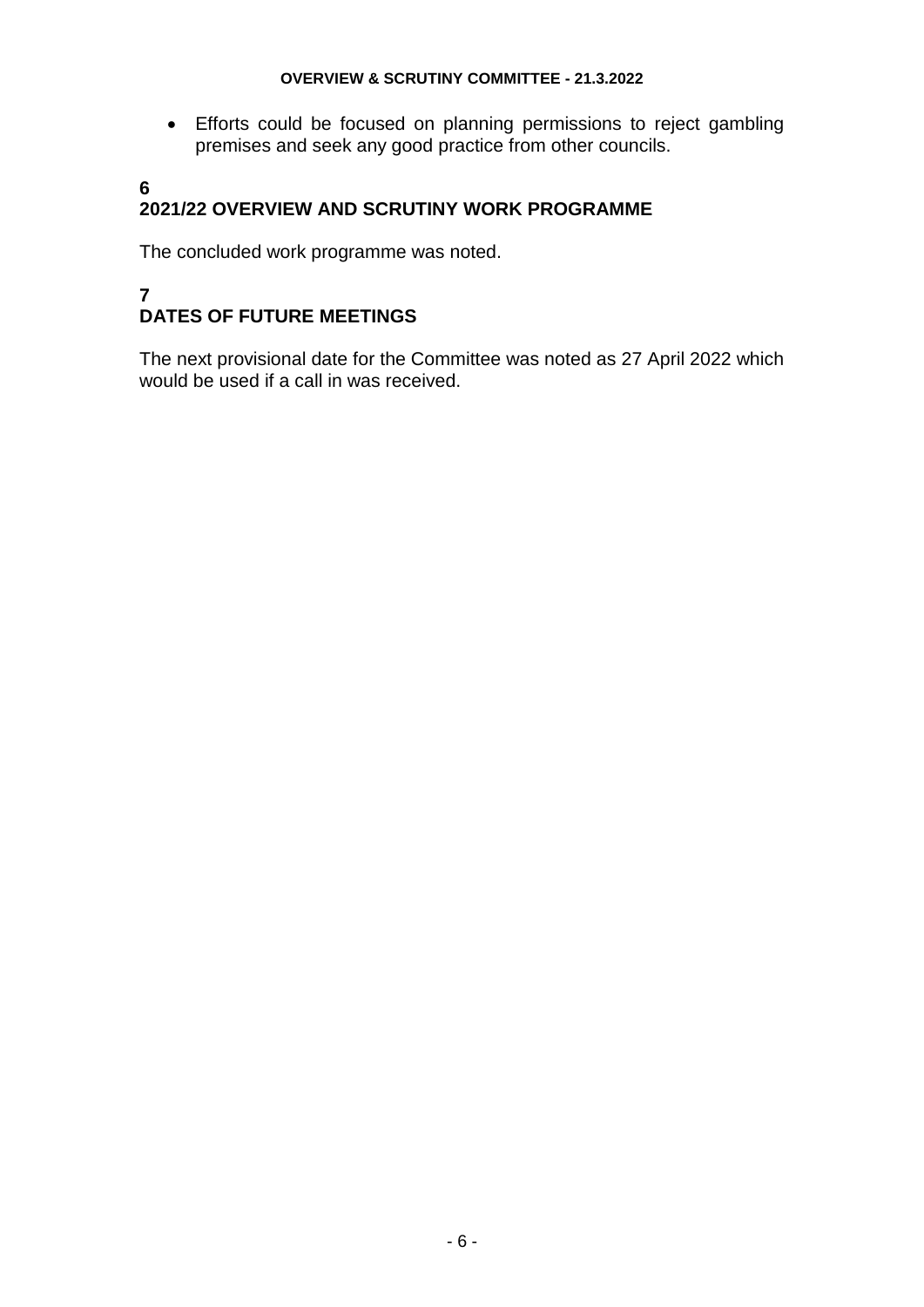- Efforts could be focused on planning permissions to reject gambling premises and seek any good practice from other councils.

## 6
## 2021/22 OVERVIEW AND SCRUTINY WORK PROGRAMME

The concluded work programme was noted.

## 7
## DATES OF FUTURE MEETINGS

The next provisional date for the Committee was noted as 27 April 2022 which would be used if a call in was received.